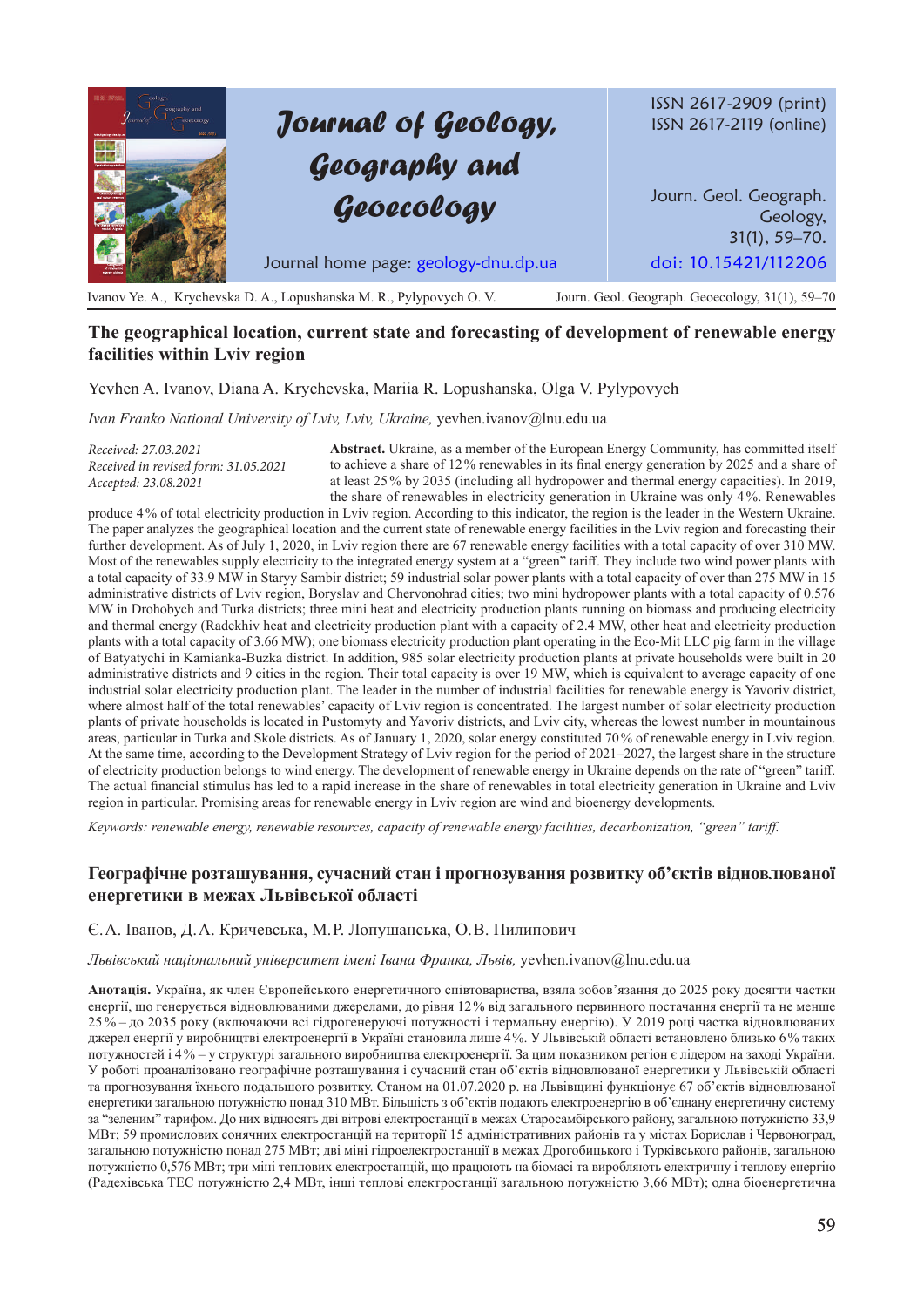# The geographical location, current state and forecasting of development of renewable energy facilities within Lviv region

Yevhen A. Ivanov, Diana A. Krychevska, Mariia R. Lopushanska, Olga V. Pylypovych

*Ivan Franko National University of Lviv, Lviv, Ukraine,* yevhen.ivanov@lnu.edu.ua

*Received: 27.03.2021*
*Received in revised form: 31.05.2021*
*Accepted: 23.08.2021*

**Abstract.** Ukraine, as a member of the European Energy Community, has committed itself to achieve a share of 12% renewables in its final energy generation by 2025 and a share of at least 25% by 2035 (including all hydropower and thermal energy capacities). In 2019, the share of renewables in electricity generation in Ukraine was only 4%. Renewables produce 4% of total electricity production in Lviv region. According to this indicator, the region is the leader in the Western Ukraine. The paper analyzes the geographical location and the current state of renewable energy facilities in the Lviv region and forecasting their further development. As of July 1, 2020, in Lviv region there are 67 renewable energy facilities with a total capacity of over 310 MW. Most of the renewables supply electricity to the integrated energy system at a "green" tariff. They include two wind power plants with a total capacity of 33.9 MW in Staryy Sambir district; 59 industrial solar power plants with a total capacity of over than 275 MW in 15 administrative districts of Lviv region, Boryslav and Chervonohrad cities; two mini hydropower plants with a total capacity of 0.576 MW in Drohobych and Turka districts; three mini heat and electricity production plants running on biomass and producing electricity and thermal energy (Radekhiv heat and electricity production plant with a capacity of 2.4 MW, other heat and electricity production plants with a total capacity of 3.66 MW); one biomass electricity production plant operating in the Eco-Mit LLC pig farm in the village of Batyatychi in Kamianka-Buzka district. In addition, 985 solar electricity production plants at private households were built in 20 administrative districts and 9 cities in the region. Their total capacity is over 19 MW, which is equivalent to average capacity of one industrial solar electricity production plant. The leader in the number of industrial facilities for renewable energy is Yavoriv district, where almost half of the total renewables' capacity of Lviv region is concentrated. The largest number of solar electricity production plants of private households is located in Pustomyty and Yavoriv districts, and Lviv city, whereas the lowest number in mountainous areas, particular in Turka and Skole districts. As of January 1, 2020, solar energy constituted 70% of renewable energy in Lviv region. At the same time, according to the Development Strategy of Lviv region for the period of 2021–2027, the largest share in the structure of electricity production belongs to wind energy. The development of renewable energy in Ukraine depends on the rate of "green" tariff. The actual financial stimulus has led to a rapid increase in the share of renewables in total electricity generation in Ukraine and Lviv region in particular. Promising areas for renewable energy in Lviv region are wind and bioenergy developments.

*Keywords: renewable energy, renewable resources, capacity of renewable energy facilities, decarbonization, "green" tariff.*

# Географічне розташування, сучасний стан і прогнозування розвитку об'єктів відновлюваної енергетики в межах Львівської області

Є.А. Іванов, Д.А. Кричевська, М.Р. Лопушанська, О.В. Пилипович

*Львівський національний університет імені Івана Франка, Львів,* yevhen.ivanov@lnu.edu.ua

**Анотація.** Україна, як член Європейського енергетичного співтовариства, взяла зобов'язання до 2025 року досягти частки енергії, що генерується відновлюваними джерелами, до рівня 12% від загального первинного постачання енергії та не менше 25% – до 2035 року (включаючи всі гідрогенеруючі потужності і термальну енергію). У 2019 році частка відновлюваних джерел енергії у виробництві електроенергії в Україні становила лише 4%. У Львівській області встановлено близько 6% таких потужностей і 4% – у структурі загального виробництва електроенергії. За цим показником регіон є лідером на заході України. У роботі проаналізовано географічне розташування і сучасний стан об'єктів відновлюваної енергетики у Львівській області та прогнозування їхнього подальшого розвитку. Станом на 01.07.2020 р. на Львівщині функціонує 67 об'єктів відновлюваної енергетики загальною потужністю понад 310 МВт. Більшість з об'єктів подають електроенергію в об'єднану енергетичну систему за "зеленим" тарифом. До них відносять дві вітрові електростанції в межах Старосамбірського району, загальною потужністю 33,9 МВт; 59 промислових сонячних електростанцій на території 15 адміністративних районів та у містах Борислав і Червоноград, загальною потужністю понад 275 МВт; дві міні гідроелектростанції в межах Дрогобицького і Турківського районів, загальною потужністю 0,576 МВт; три міні теплових електростанцій, що працюють на біомасі та виробляють електричну і теплову енергію (Радехівська ТЕС потужністю 2,4 МВт, інші теплові електростанції загальною потужністю 3,66 МВт); одна біоенергетична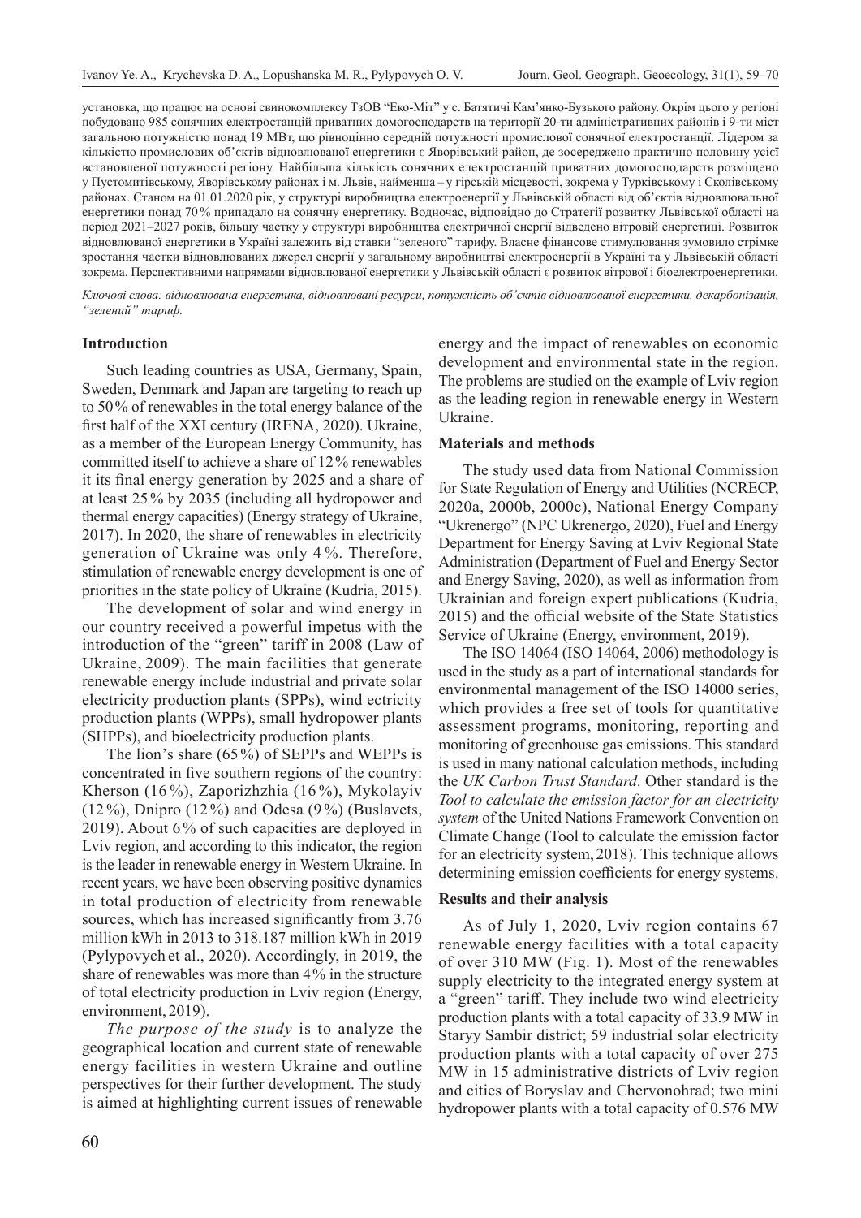установка, що працює на основі свинокомплексу ТзОВ "Еко-Міт" у с. Батятичі Кам'янко-Бузького району. Окрім цього у регіоні побудовано 985 сонячних електростанцій приватних домогосподарств на території 20-ти адміністративних районів і 9-ти міст загальною потужністю понад 19 МВт, що рівноцінно середній потужності промислової сонячної електростанції. Лідером за кількістю промислових об'єктів відновлюваної енергетики є Яворівський район, де зосереджено практично половину усієї встановленої потужності регіону. Найбільша кількість сонячних електростанцій приватних домогосподарств розміщено у Пустомитівському, Яворівському районах і м. Львів, найменша – у гірській місцевості, зокрема у Турківському і Сколівському районах. Станом на 01.01.2020 рік, у структурі виробництва електроенергії у Львівській області від об'єктів відновлювальної енергетики понад 70% припадало на сонячну енергетику. Водночас, відповідно до Стратегії розвитку Львівської області на період 2021–2027 років, більшу частку у структурі виробництва електричної енергії відведено вітровій енергетиці. Розвиток відновлюваної енергетики в Україні залежить від ставки "зеленого" тарифу. Власне фінансове стимулювання зумовило стрімке зростання частки відновлюваних джерел енергії у загальному виробництві електроенергії в Україні та у Львівській області зокрема. Перспективними напрямами відновлюваної енергетики у Львівській області є розвиток вітрової і біоелектроенергетики.

*Ключові слова: відновлювана енергетика, відновлювані ресурси, потужність об'єктів відновлюваної енергетики, декарбонізація, "зелений" тариф.*

## Introduction

Such leading countries as USA, Germany, Spain, Sweden, Denmark and Japan are targeting to reach up to 50% of renewables in the total energy balance of the first half of the XXI century (IRENA, 2020). Ukraine, as a member of the European Energy Community, has committed itself to achieve a share of 12% renewables it its final energy generation by 2025 and a share of at least 25% by 2035 (including all hydropower and thermal energy capacities) (Energy strategy of Ukraine, 2017). In 2020, the share of renewables in electricity generation of Ukraine was only 4%. Therefore, stimulation of renewable energy development is one of priorities in the state policy of Ukraine (Kudria, 2015).

The development of solar and wind energy in our country received a powerful impetus with the introduction of the "green" tariff in 2008 (Law of Ukraine, 2009). The main facilities that generate renewable energy include industrial and private solar electricity production plants (SPPs), wind ectricity production plants (WPPs), small hydropower plants (SHPPs), and bioelectricity production plants.

The lion's share (65%) of SEPPs and WEPPs is concentrated in five southern regions of the country: Kherson (16%), Zaporizhzhia (16%), Mykolayiv (12%), Dnipro (12%) and Odesa (9%) (Buslavets, 2019). About 6% of such capacities are deployed in Lviv region, and according to this indicator, the region is the leader in renewable energy in Western Ukraine. In recent years, we have been observing positive dynamics in total production of electricity from renewable sources, which has increased significantly from 3.76 million kWh in 2013 to 318.187 million kWh in 2019 (Pylypovych et al., 2020). Accordingly, in 2019, the share of renewables was more than 4% in the structure of total electricity production in Lviv region (Energy, environment, 2019).

*The purpose of the study* is to analyze the geographical location and current state of renewable energy facilities in western Ukraine and outline perspectives for their further development. The study is aimed at highlighting current issues of renewable energy and the impact of renewables on economic development and environmental state in the region. The problems are studied on the example of Lviv region as the leading region in renewable energy in Western Ukraine.

## Materials and methods

The study used data from National Commission for State Regulation of Energy and Utilities (NCRECP, 2020a, 2000b, 2000c), National Energy Company "Ukrenergo" (NPC Ukrenergo, 2020), Fuel and Energy Department for Energy Saving at Lviv Regional State Administration (Department of Fuel and Energy Sector and Energy Saving, 2020), as well as information from Ukrainian and foreign expert publications (Kudria, 2015) and the official website of the State Statistics Service of Ukraine (Energy, environment, 2019).

The ISO 14064 (ISO 14064, 2006) methodology is used in the study as a part of international standards for environmental management of the ISO 14000 series, which provides a free set of tools for quantitative assessment programs, monitoring, reporting and monitoring of greenhouse gas emissions. This standard is used in many national calculation methods, including the *UK Carbon Trust Standard*. Other standard is the *Tool to calculate the emission factor for an electricity system* of the United Nations Framework Convention on Climate Change (Tool to calculate the emission factor for an electricity system, 2018). This technique allows determining emission coefficients for energy systems.

## Results and their analysis

As of July 1, 2020, Lviv region contains 67 renewable energy facilities with a total capacity of over 310 MW (Fig. 1). Most of the renewables supply electricity to the integrated energy system at a "green" tariff. They include two wind electricity production plants with a total capacity of 33.9 MW in Staryy Sambir district; 59 industrial solar electricity production plants with a total capacity of over 275 MW in 15 administrative districts of Lviv region and cities of Boryslav and Chervonohrad; two mini hydropower plants with a total capacity of 0.576 MW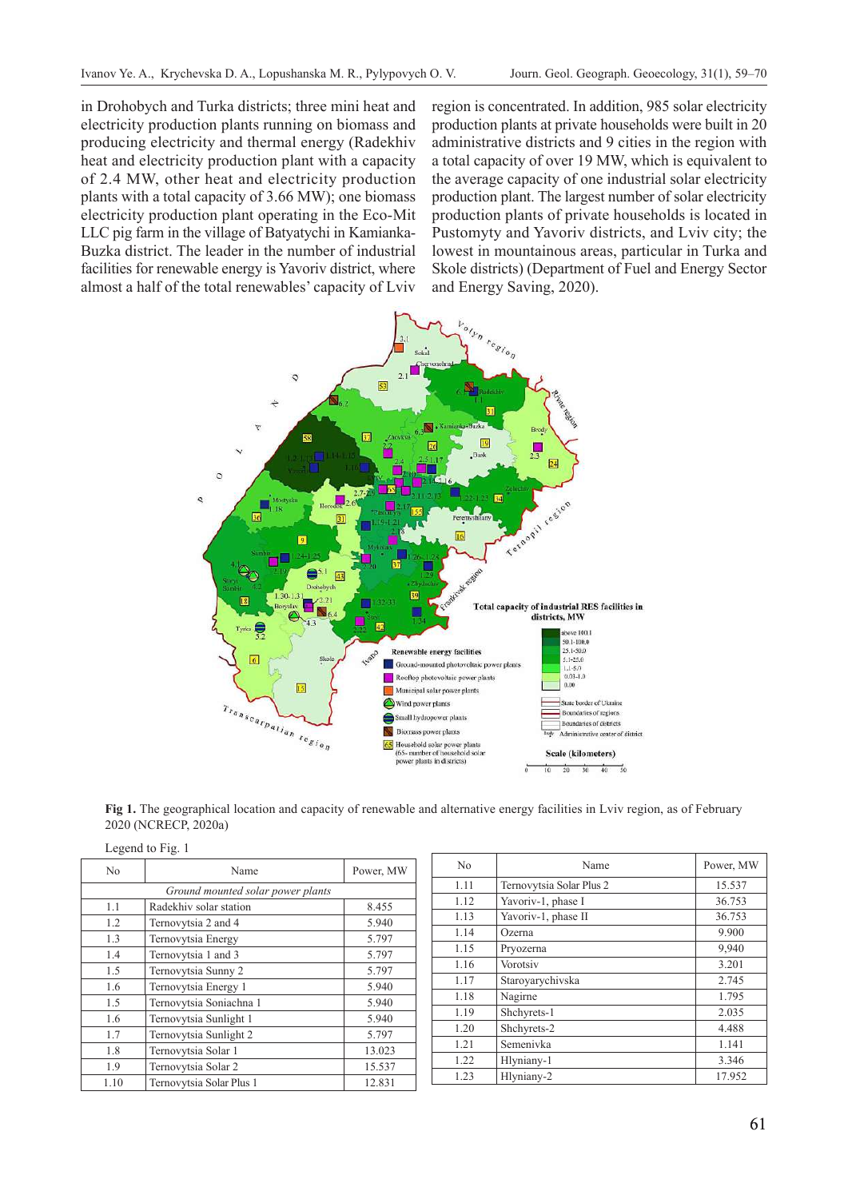in Drohobych and Turka districts; three mini heat and electricity production plants running on biomass and producing electricity and thermal energy (Radekhiv heat and electricity production plant with a capacity of 2.4 MW, other heat and electricity production plants with a total capacity of 3.66 MW); one biomass electricity production plant operating in the Eco-Mit LLC pig farm in the village of Batyatychi in Kamianka-Buzka district. The leader in the number of industrial facilities for renewable energy is Yavoriv district, where almost a half of the total renewables' capacity of Lviv region is concentrated. In addition, 985 solar electricity production plants at private households were built in 20 administrative districts and 9 cities in the region with a total capacity of over 19 MW, which is equivalent to the average capacity of one industrial solar electricity production plant. The largest number of solar electricity production plants of private households is located in Pustomyty and Yavoriv districts, and Lviv city; the lowest in mountainous areas, particular in Turka and Skole districts) (Department of Fuel and Energy Sector and Energy Saving, 2020).

**Fig 1.** The geographical location and capacity of renewable and alternative energy facilities in Lviv region, as of February 2020 (NCRECP, 2020a)

Legend to Fig. 1

| No | Name | Power, MW |
|---|---|---|
| *Ground mounted solar power plants* | | |
| 1.1 | Radekhiv solar station | 8.455 |
| 1.2 | Ternovytsia 2 and 4 | 5.940 |
| 1.3 | Ternovytsia Energy | 5.797 |
| 1.4 | Ternovytsia 1 and 3 | 5.797 |
| 1.5 | Ternovytsia Sunny 2 | 5.797 |
| 1.6 | Ternovytsia Energy 1 | 5.940 |
| 1.5 | Ternovytsia Soniachna 1 | 5.940 |
| 1.6 | Ternovytsia Sunlight 1 | 5.940 |
| 1.7 | Ternovytsia Sunlight 2 | 5.797 |
| 1.8 | Ternovytsia Solar 1 | 13.023 |
| 1.9 | Ternovytsia Solar 2 | 15.537 |
| 1.10 | Ternovytsia Solar Plus 1 | 12.831 |
| 1.11 | Ternovytsia Solar Plus 2 | 15.537 |
| 1.12 | Yavoriv-1, phase I | 36.753 |
| 1.13 | Yavoriv-1, phase II | 36.753 |
| 1.14 | Ozerna | 9.900 |
| 1.15 | Pryozerna | 9,940 |
| 1.16 | Vorotsiv | 3.201 |
| 1.17 | Staroyarychivska | 2.745 |
| 1.18 | Nagirne | 1.795 |
| 1.19 | Shchyrets-1 | 2.035 |
| 1.20 | Shchyrets-2 | 4.488 |
| 1.21 | Semenivka | 1.141 |
| 1.22 | Hlyniany-1 | 3.346 |
| 1.23 | Hlyniany-2 | 17.952 |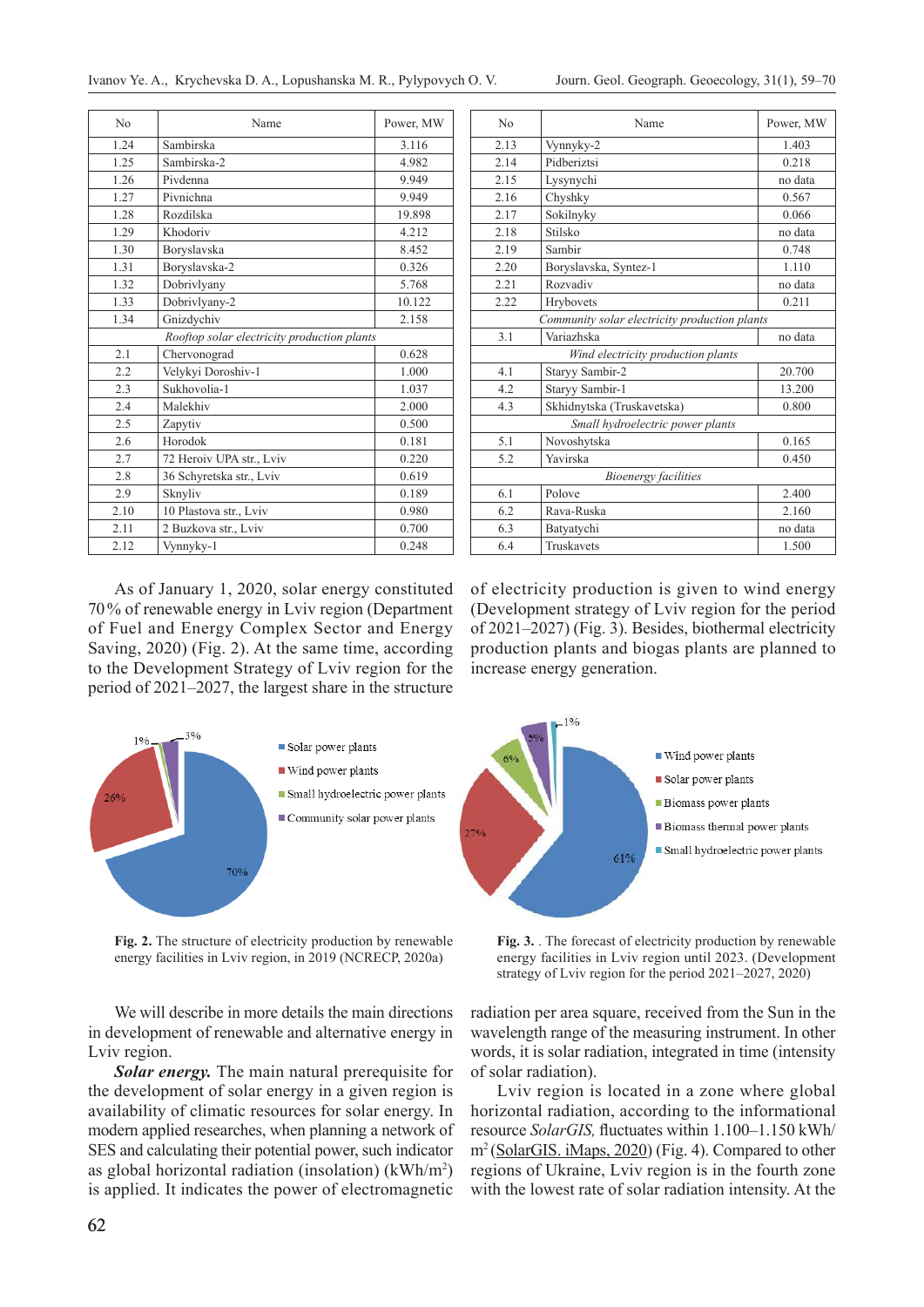| No | Name | Power, MW |
|---|---|---|
| 1.24 | Sambirska | 3.116 |
| 1.25 | Sambirska-2 | 4.982 |
| 1.26 | Pivdenna | 9.949 |
| 1.27 | Pivnichna | 9.949 |
| 1.28 | Rozdilska | 19.898 |
| 1.29 | Khodoriv | 4.212 |
| 1.30 | Boryslavska | 8.452 |
| 1.31 | Boryslavska-2 | 0.326 |
| 1.32 | Dobrivlyany | 5.768 |
| 1.33 | Dobrivlyany-2 | 10.122 |
| 1.34 | Gnizdychiv | 2.158 |
| *Rooftop solar electricity production plants* | | |
| 2.1 | Chervonograd | 0.628 |
| 2.2 | Velykyi Doroshiv-1 | 1.000 |
| 2.3 | Sukhovolia-1 | 1.037 |
| 2.4 | Malekhiv | 2.000 |
| 2.5 | Zapytiv | 0.500 |
| 2.6 | Horodok | 0.181 |
| 2.7 | 72 Heroiv UPA str., Lviv | 0.220 |
| 2.8 | 36 Schyretska str., Lviv | 0.619 |
| 2.9 | Sknyliv | 0.189 |
| 2.10 | 10 Plastova str., Lviv | 0.980 |
| 2.11 | 2 Buzkova str., Lviv | 0.700 |
| 2.12 | Vynnyky-1 | 0.248 |
| 2.13 | Vynnyky-2 | 1.403 |
| 2.14 | Pidberiztsi | 0.218 |
| 2.15 | Lysynychi | no data |
| 2.16 | Chyshky | 0.567 |
| 2.17 | Sokilnyky | 0.066 |
| 2.18 | Stilsko | no data |
| 2.19 | Sambir | 0.748 |
| 2.20 | Boryslavska, Syntez-1 | 1.110 |
| 2.21 | Rozvadiv | no data |
| 2.22 | Hrybovets | 0.211 |
| *Community solar electricity production plants* | | |
| 3.1 | Variazhska | no data |
| *Wind electricity production plants* | | |
| 4.1 | Staryy Sambir-2 | 20.700 |
| 4.2 | Staryy Sambir-1 | 13.200 |
| 4.3 | Skhidnytska (Truskavetska) | 0.800 |
| *Small hydroelectric power plants* | | |
| 5.1 | Novoshytska | 0.165 |
| 5.2 | Yavirska | 0.450 |
| *Bioenergy facilities* | | |
| 6.1 | Polove | 2.400 |
| 6.2 | Rava-Ruska | 2.160 |
| 6.3 | Batyatychi | no data |
| 6.4 | Truskavets | 1.500 |

As of January 1, 2020, solar energy constituted 70 % of renewable energy in Lviv region (Department of Fuel and Energy Complex Sector and Energy Saving, 2020) (Fig. 2). At the same time, according to the Development Strategy of Lviv region for the period of 2021–2027, the largest share in the structure of electricity production is given to wind energy (Development strategy of Lviv region for the period of 2021–2027) (Fig. 3). Besides, biothermal electricity production plants and biogas plants are planned to increase energy generation.

**Fig. 2.** The structure of electricity production by renewable energy facilities in Lviv region, in 2019 (NCRECP, 2020a)

**Fig. 3.** . The forecast of electricity production by renewable energy facilities in Lviv region until 2023. (Development strategy of Lviv region for the period 2021–2027, 2020)

We will describe in more details the main directions in development of renewable and alternative energy in Lviv region.

***Solar energy.*** The main natural prerequisite for the development of solar energy in a given region is availability of climatic resources for solar energy. In modern applied researches, when planning a network of SES and calculating their potential power, such indicator as global horizontal radiation (insolation) (kWh/m$^2$) is applied. It indicates the power of electromagnetic radiation per area square, received from the Sun in the wavelength range of the measuring instrument. In other words, it is solar radiation, integrated in time (intensity of solar radiation).

Lviv region is located in a zone where global horizontal radiation, according to the informational resource *SolarGIS,* fluctuates within 1.100–1.150 kWh/m$^2$ (SolarGIS. iMaps, 2020) (Fig. 4). Compared to other regions of Ukraine, Lviv region is in the fourth zone with the lowest rate of solar radiation intensity. At the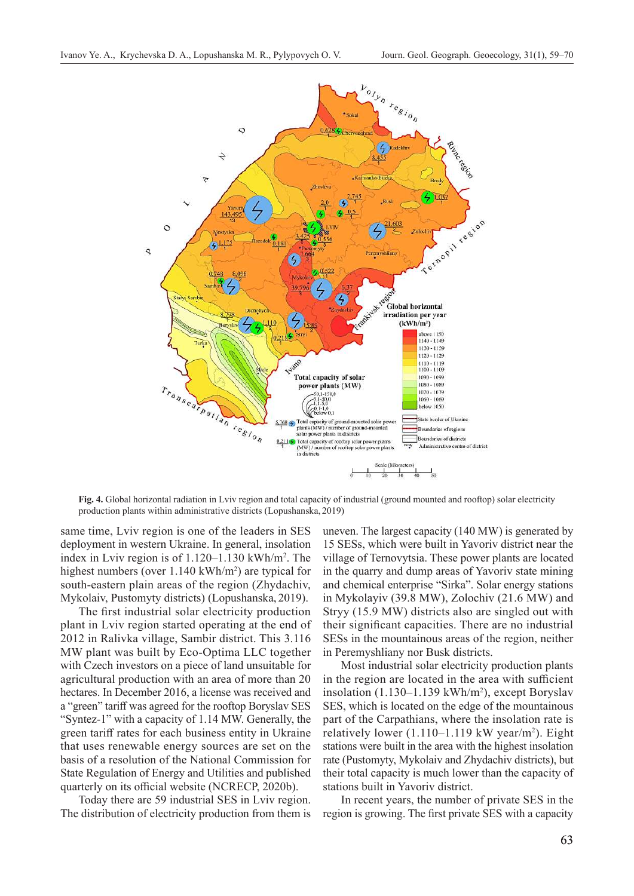**Fig. 4.** Global horizontal radiation in Lviv region and total capacity of industrial (ground mounted and rooftop) solar electricity production plants within administrative districts (Lopushanska, 2019)

same time, Lviv region is one of the leaders in SES deployment in western Ukraine. In general, insolation index in Lviv region is of 1.120–1.130 kWh/m². The highest numbers (over 1.140 kWh/m²) are typical for south-eastern plain areas of the region (Zhydachiv, Mykolaiv, Pustomyty districts) (Lopushanska, 2019).

The first industrial solar electricity production plant in Lviv region started operating at the end of 2012 in Ralivka village, Sambir district. This 3.116 MW plant was built by Eco-Optima LLC together with Czech investors on a piece of land unsuitable for agricultural production with an area of more than 20 hectares. In December 2016, a license was received and a "green" tariff was agreed for the rooftop Boryslav SES "Syntez-1" with a capacity of 1.14 MW. Generally, the green tariff rates for each business entity in Ukraine that uses renewable energy sources are set on the basis of a resolution of the National Commission for State Regulation of Energy and Utilities and published quarterly on its official website (NCRECP, 2020b).

Today there are 59 industrial SES in Lviv region. The distribution of electricity production from them is uneven. The largest capacity (140 MW) is generated by 15 SESs, which were built in Yavoriv district near the village of Ternovytsia. These power plants are located in the quarry and dump areas of Yavoriv state mining and chemical enterprise "Sirka". Solar energy stations in Mykolayiv (39.8 MW), Zolochiv (21.6 MW) and Stryy (15.9 MW) districts also are singled out with their significant capacities. There are no industrial SESs in the mountainous areas of the region, neither in Peremyshliany nor Busk districts.

Most industrial solar electricity production plants in the region are located in the area with sufficient insolation (1.130–1.139 kWh/m²), except Boryslav SES, which is located on the edge of the mountainous part of the Carpathians, where the insolation rate is relatively lower (1.110–1.119 kW year/m²). Eight stations were built in the area with the highest insolation rate (Pustomyty, Mykolaiv and Zhydachiv districts), but their total capacity is much lower than the capacity of stations built in Yavoriv district.

In recent years, the number of private SES in the region is growing. The first private SES with a capacity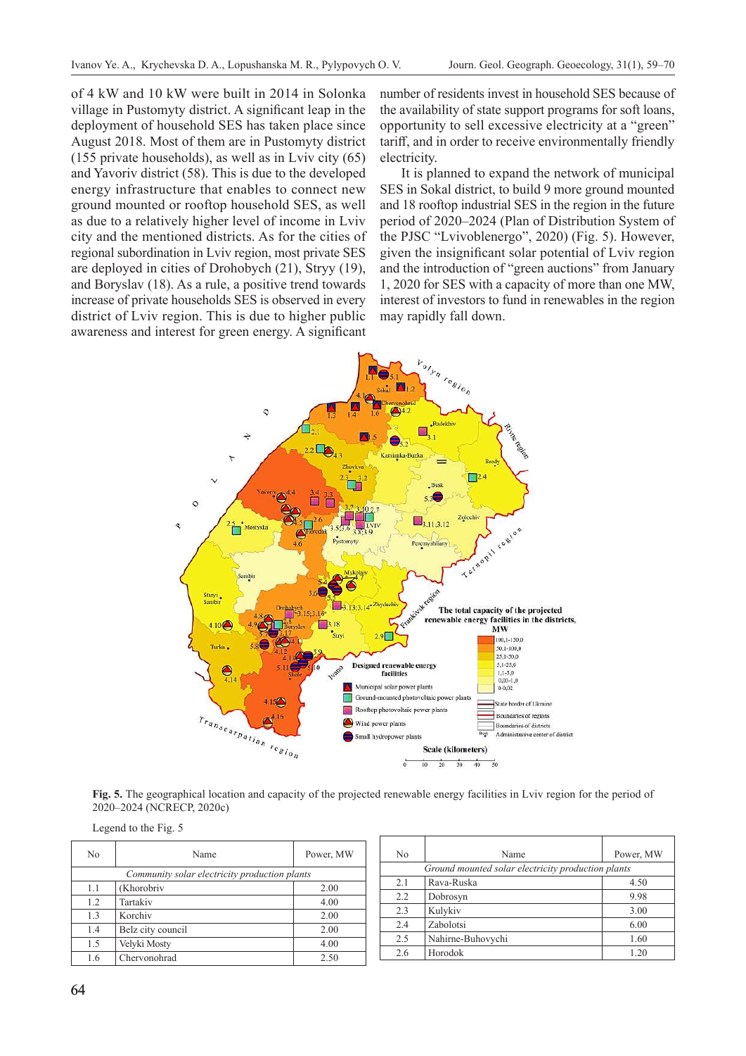of 4 kW and 10 kW were built in 2014 in Solonka village in Pustomyty district. A significant leap in the deployment of household SES has taken place since August 2018. Most of them are in Pustomyty district (155 private households), as well as in Lviv city (65) and Yavoriv district (58). This is due to the developed energy infrastructure that enables to connect new ground mounted or rooftop household SES, as well as due to a relatively higher level of income in Lviv city and the mentioned districts. As for the cities of regional subordination in Lviv region, most private SES are deployed in cities of Drohobych (21), Stryy (19), and Boryslav (18). As a rule, a positive trend towards increase of private households SES is observed in every district of Lviv region. This is due to higher public awareness and interest for green energy. A significant number of residents invest in household SES because of the availability of state support programs for soft loans, opportunity to sell excessive electricity at a "green" tariff, and in order to receive environmentally friendly electricity.

It is planned to expand the network of municipal SES in Sokal district, to build 9 more ground mounted and 18 rooftop industrial SES in the region in the future period of 2020–2024 (Plan of Distribution System of the PJSC "Lvivoblenergo", 2020) (Fig. 5). However, given the insignificant solar potential of Lviv region and the introduction of "green auctions" from January 1, 2020 for SES with a capacity of more than one MW, interest of investors to fund in renewables in the region may rapidly fall down.

**Fig. 5.** The geographical location and capacity of the projected renewable energy facilities in Lviv region for the period of 2020–2024 (NCRECP, 2020c)

Legend to the Fig. 5

| No | Name | Power, MW |
|---|---|---|
| *Community solar electricity production plants* | | |
| 1.1 | (Khorobriv | 2.00 |
| 1.2 | Tartakiv | 4.00 |
| 1.3 | Korchiv | 2.00 |
| 1.4 | Belz city council | 2.00 |
| 1.5 | Velyki Mosty | 4.00 |
| 1.6 | Chervonohrad | 2.50 |

| No | Name | Power, MW |
|---|---|---|
| *Ground mounted solar electricity production plants* | | |
| 2.1 | Rava-Ruska | 4.50 |
| 2.2 | Dobrosyn | 9.98 |
| 2.3 | Kulykiv | 3.00 |
| 2.4 | Zabolotsi | 6.00 |
| 2.5 | Nahirne-Buhovychi | 1.60 |
| 2.6 | Horodok | 1.20 |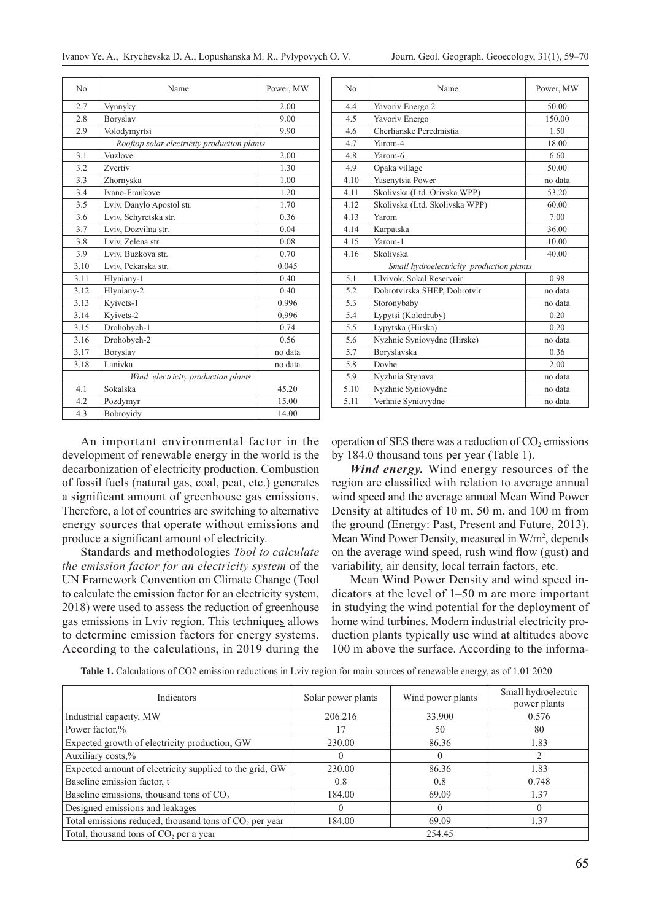| No | Name | Power, MW |
|---|---|---|
| 2.7 | Vynnyky | 2.00 |
| 2.8 | Boryslav | 9.00 |
| 2.9 | Volodymyrtsi | 9.90 |
| | *Rooftop solar electricity production plants* | |
| 3.1 | Vuzlove | 2.00 |
| 3.2 | Zvertiv | 1.30 |
| 3.3 | Zhornyska | 1.00 |
| 3.4 | Ivano-Frankove | 1.20 |
| 3.5 | Lviv, Danylo Apostol str. | 1.70 |
| 3.6 | Lviv, Schyretska str. | 0.36 |
| 3.7 | Lviv, Dozvilna str. | 0.04 |
| 3.8 | Lviv, Zelena str. | 0.08 |
| 3.9 | Lviv, Buzkova str. | 0.70 |
| 3.10 | Lviv, Pekarska str. | 0.045 |
| 3.11 | Hlyniany-1 | 0.40 |
| 3.12 | Hlyniany-2 | 0.40 |
| 3.13 | Kyivets-1 | 0.996 |
| 3.14 | Kyivets-2 | 0,996 |
| 3.15 | Drohobych-1 | 0.74 |
| 3.16 | Drohobych-2 | 0.56 |
| 3.17 | Boryslav | no data |
| 3.18 | Lanivka | no data |
| | *Wind electricity production plants* | |
| 4.1 | Sokalska | 45.20 |
| 4.2 | Pozdymyr | 15.00 |
| 4.3 | Bobroyidy | 14.00 |
| 4.4 | Yavoriv Energo 2 | 50.00 |
| 4.5 | Yavoriv Energo | 150.00 |
| 4.6 | Cherlianske Peredmistia | 1.50 |
| 4.7 | Yarom-4 | 18.00 |
| 4.8 | Yarom-6 | 6.60 |
| 4.9 | Opaka village | 50.00 |
| 4.10 | Yasenytsia Power | no data |
| 4.11 | Skolivska (Ltd. Orivska WPP) | 53.20 |
| 4.12 | Skolivska (Ltd. Skolivska WPP) | 60.00 |
| 4.13 | Yarom | 7.00 |
| 4.14 | Karpatska | 36.00 |
| 4.15 | Yarom-1 | 10.00 |
| 4.16 | Skolivska | 40.00 |
| | *Small hydroelectricity production plants* | |
| 5.1 | Ulvivok, Sokal Reservoir | 0.98 |
| 5.2 | Dobrotvirska SHEP, Dobrotvir | no data |
| 5.3 | Storonybaby | no data |
| 5.4 | Lypytsi (Kolodruby) | 0.20 |
| 5.5 | Lypytska (Hirska) | 0.20 |
| 5.6 | Nyzhnie Syniovydne (Hirske) | no data |
| 5.7 | Boryslavska | 0.36 |
| 5.8 | Dovhe | 2.00 |
| 5.9 | Nyzhnia Stynava | no data |
| 5.10 | Nyzhnie Syniovydne | no data |
| 5.11 | Verhnie Syniovydne | no data |

An important environmental factor in the development of renewable energy in the world is the decarbonization of electricity production. Combustion of fossil fuels (natural gas, coal, peat, etc.) generates a significant amount of greenhouse gas emissions. Therefore, a lot of countries are switching to alternative energy sources that operate without emissions and produce a significant amount of electricity.

Standards and methodologies *Tool to calculate the emission factor for an electricity system* of the UN Framework Convention on Climate Change (Tool to calculate the emission factor for an electricity system, 2018) were used to assess the reduction of greenhouse gas emissions in Lviv region. This techniques allows to determine emission factors for energy systems. According to the calculations, in 2019 during the operation of SES there was a reduction of $CO_2$ emissions by 184.0 thousand tons per year (Table 1).

***Wind energy.*** Wind energy resources of the region are classified with relation to average annual wind speed and the average annual Mean Wind Power Density at altitudes of 10 m, 50 m, and 100 m from the ground (Energy: Past, Present and Future, 2013). Mean Wind Power Density, measured in $W/m^2$, depends on the average wind speed, rush wind flow (gust) and variability, air density, local terrain factors, etc.

Mean Wind Power Density and wind speed indicators at the level of 1–50 m are more important in studying the wind potential for the deployment of home wind turbines. Modern industrial electricity production plants typically use wind at altitudes above 100 m above the surface. According to the informa-

**Table 1.** Calculations of CO2 emission reductions in Lviv region for main sources of renewable energy, as of 1.01.2020

| Indicators | Solar power plants | Wind power plants | Small hydroelectric power plants |
|---|---|---|---|
| Industrial capacity, MW | 206.216 | 33.900 | 0.576 |
| Power factor,% | 17 | 50 | 80 |
| Expected growth of electricity production, GW | 230.00 | 86.36 | 1.83 |
| Auxiliary costs,% | 0 | 0 | 2 |
| Expected amount of electricity supplied to the grid, GW | 230.00 | 86.36 | 1.83 |
| Baseline emission factor, t | 0.8 | 0.8 | 0.748 |
| Baseline emissions, thousand tons of $CO_2$ | 184.00 | 69.09 | 1.37 |
| Designed emissions and leakages | 0 | 0 | 0 |
| Total emissions reduced, thousand tons of $CO_2$ per year | 184.00 | 69.09 | 1.37 |
| Total, thousand tons of $CO_2$ per a year | 254.45 | | |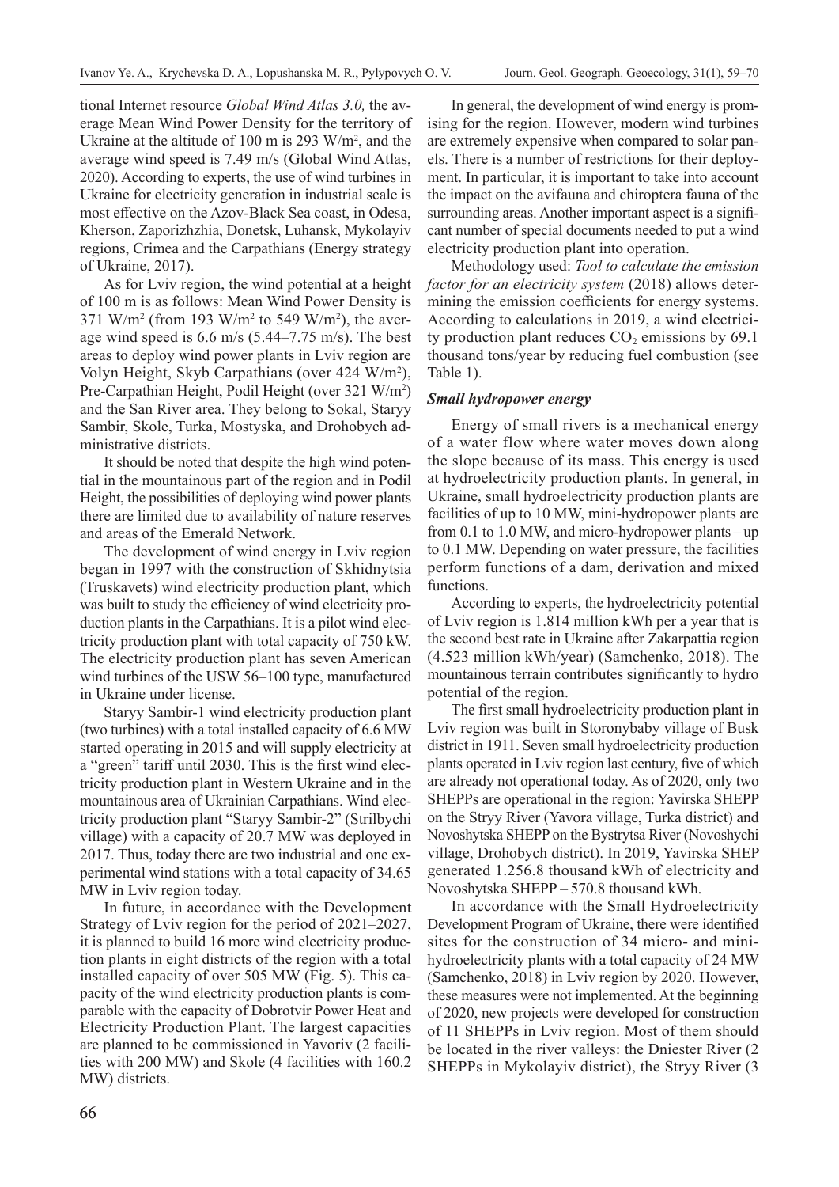tional Internet resource *Global Wind Atlas 3.0,* the average Mean Wind Power Density for the territory of Ukraine at the altitude of 100 m is 293 W/m$^2$, and the average wind speed is 7.49 m/s (Global Wind Atlas, 2020). According to experts, the use of wind turbines in Ukraine for electricity generation in industrial scale is most effective on the Azov-Black Sea coast, in Odesa, Kherson, Zaporizhzhia, Donetsk, Luhansk, Mykolayiv regions, Crimea and the Carpathians (Energy strategy of Ukraine, 2017).

As for Lviv region, the wind potential at a height of 100 m is as follows: Mean Wind Power Density is 371 W/m$^2$ (from 193 W/m$^2$ to 549 W/m$^2$), the average wind speed is 6.6 m/s (5.44–7.75 m/s). The best areas to deploy wind power plants in Lviv region are Volyn Height, Skyb Carpathians (over 424 W/m$^2$), Pre-Carpathian Height, Podil Height (over 321 W/m$^2$) and the San River area. They belong to Sokal, Staryy Sambir, Skole, Turka, Mostyska, and Drohobych administrative districts.

It should be noted that despite the high wind potential in the mountainous part of the region and in Podil Height, the possibilities of deploying wind power plants there are limited due to availability of nature reserves and areas of the Emerald Network.

The development of wind energy in Lviv region began in 1997 with the construction of Skhidnytsia (Truskavets) wind electricity production plant, which was built to study the efficiency of wind electricity production plants in the Carpathians. It is a pilot wind electricity production plant with total capacity of 750 kW. The electricity production plant has seven American wind turbines of the USW 56–100 type, manufactured in Ukraine under license.

Staryy Sambir-1 wind electricity production plant (two turbines) with a total installed capacity of 6.6 MW started operating in 2015 and will supply electricity at a "green" tariff until 2030. This is the first wind electricity production plant in Western Ukraine and in the mountainous area of Ukrainian Carpathians. Wind electricity production plant "Staryy Sambir-2" (Strilbychi village) with a capacity of 20.7 MW was deployed in 2017. Thus, today there are two industrial and one experimental wind stations with a total capacity of 34.65 MW in Lviv region today.

In future, in accordance with the Development Strategy of Lviv region for the period of 2021–2027, it is planned to build 16 more wind electricity production plants in eight districts of the region with a total installed capacity of over 505 MW (Fig. 5). This capacity of the wind electricity production plants is comparable with the capacity of Dobrotvir Power Heat and Electricity Production Plant. The largest capacities are planned to be commissioned in Yavoriv (2 facilities with 200 MW) and Skole (4 facilities with 160.2 MW) districts.

In general, the development of wind energy is promising for the region. However, modern wind turbines are extremely expensive when compared to solar panels. There is a number of restrictions for their deployment. In particular, it is important to take into account the impact on the avifauna and chiroptera fauna of the surrounding areas. Another important aspect is a significant number of special documents needed to put a wind electricity production plant into operation.

Methodology used: *Tool to calculate the emission factor for an electricity system* (2018) allows determining the emission coefficients for energy systems. According to calculations in 2019, a wind electricity production plant reduces $CO_2$ emissions by 69.1 thousand tons/year by reducing fuel combustion (see Table 1).

### *Small hydropower energy*

Energy of small rivers is a mechanical energy of a water flow where water moves down along the slope because of its mass. This energy is used at hydroelectricity production plants. In general, in Ukraine, small hydroelectricity production plants are facilities of up to 10 MW, mini-hydropower plants are from 0.1 to 1.0 MW, and micro-hydropower plants – up to 0.1 MW. Depending on water pressure, the facilities perform functions of a dam, derivation and mixed functions.

According to experts, the hydroelectricity potential of Lviv region is 1.814 million kWh per a year that is the second best rate in Ukraine after Zakarpattia region (4.523 million kWh/year) (Samchenko, 2018). The mountainous terrain contributes significantly to hydro potential of the region.

The first small hydroelectricity production plant in Lviv region was built in Storonybaby village of Busk district in 1911. Seven small hydroelectricity production plants operated in Lviv region last century, five of which are already not operational today. As of 2020, only two SHEPPs are operational in the region: Yavirska SHEPP on the Stryy River (Yavora village, Turka district) and Novoshytska SHEPP on the Bystrytsa River (Novoshychi village, Drohobych district). In 2019, Yavirska SHEP generated 1.256.8 thousand kWh of electricity and Novoshytska SHEPP – 570.8 thousand kWh.

In accordance with the Small Hydroelectricity Development Program of Ukraine, there were identified sites for the construction of 34 micro- and mini-hydroelectricity plants with a total capacity of 24 MW (Samchenko, 2018) in Lviv region by 2020. However, these measures were not implemented. At the beginning of 2020, new projects were developed for construction of 11 SHEPPs in Lviv region. Most of them should be located in the river valleys: the Dniester River (2 SHEPPs in Mykolayiv district), the Stryy River (3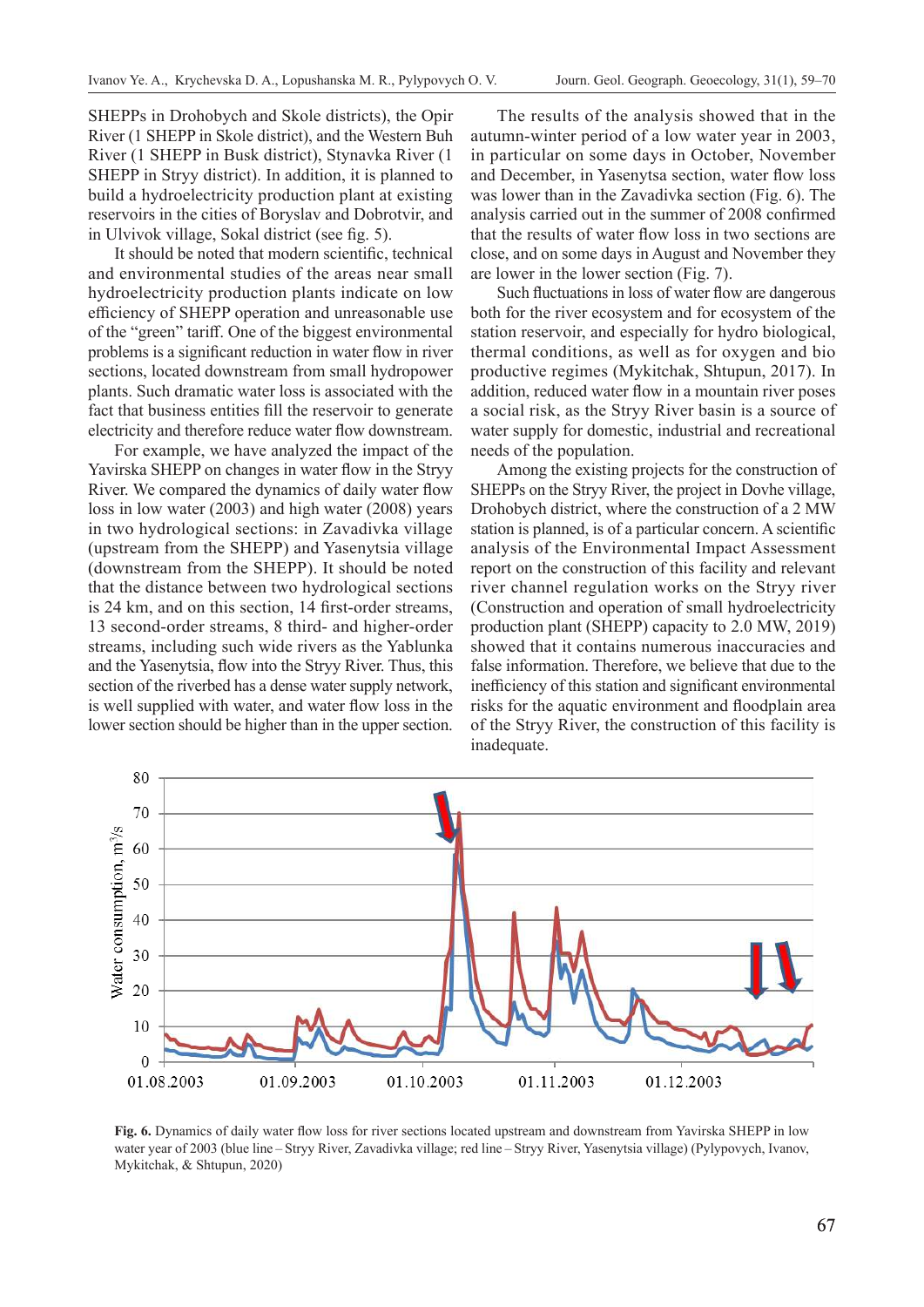SHEPPs in Drohobych and Skole districts), the Opir River (1 SHEPP in Skole district), and the Western Buh River (1 SHEPP in Busk district), Stynavka River (1 SHEPP in Stryy district). In addition, it is planned to build a hydroelectricity production plant at existing reservoirs in the cities of Boryslav and Dobrotvir, and in Ulvivok village, Sokal district (see fig. 5).

It should be noted that modern scientific, technical and environmental studies of the areas near small hydroelectricity production plants indicate on low efficiency of SHEPP operation and unreasonable use of the "green" tariff. One of the biggest environmental problems is a significant reduction in water flow in river sections, located downstream from small hydropower plants. Such dramatic water loss is associated with the fact that business entities fill the reservoir to generate electricity and therefore reduce water flow downstream.

For example, we have analyzed the impact of the Yavirska SHEPP on changes in water flow in the Stryy River. We compared the dynamics of daily water flow loss in low water (2003) and high water (2008) years in two hydrological sections: in Zavadivka village (upstream from the SHEPP) and Yasenytsia village (downstream from the SHEPP). It should be noted that the distance between two hydrological sections is 24 km, and on this section, 14 first-order streams, 13 second-order streams, 8 third- and higher-order streams, including such wide rivers as the Yablunka and the Yasenytsia, flow into the Stryy River. Thus, this section of the riverbed has a dense water supply network, is well supplied with water, and water flow loss in the lower section should be higher than in the upper section.

The results of the analysis showed that in the autumn-winter period of a low water year in 2003, in particular on some days in October, November and December, in Yasenytsa section, water flow loss was lower than in the Zavadivka section (Fig. 6). The analysis carried out in the summer of 2008 confirmed that the results of water flow loss in two sections are close, and on some days in August and November they are lower in the lower section (Fig. 7).

Such fluctuations in loss of water flow are dangerous both for the river ecosystem and for ecosystem of the station reservoir, and especially for hydro biological, thermal conditions, as well as for oxygen and bio productive regimes (Mykitchak, Shtupun, 2017). In addition, reduced water flow in a mountain river poses a social risk, as the Stryy River basin is a source of water supply for domestic, industrial and recreational needs of the population.

Among the existing projects for the construction of SHEPPs on the Stryy River, the project in Dovhe village, Drohobych district, where the construction of a 2 MW station is planned, is of a particular concern. A scientific analysis of the Environmental Impact Assessment report on the construction of this facility and relevant river channel regulation works on the Stryy river (Construction and operation of small hydroelectricity production plant (SHEPP) capacity to 2.0 MW, 2019) showed that it contains numerous inaccuracies and false information. Therefore, we believe that due to the inefficiency of this station and significant environmental risks for the aquatic environment and floodplain area of the Stryy River, the construction of this facility is inadequate.

**Fig. 6.** Dynamics of daily water flow loss for river sections located upstream and downstream from Yavirska SHEPP in low water year of 2003 (blue line – Stryy River, Zavadivka village; red line – Stryy River, Yasenytsia village) (Pylypovych, Ivanov, Mykitchak, & Shtupun, 2020)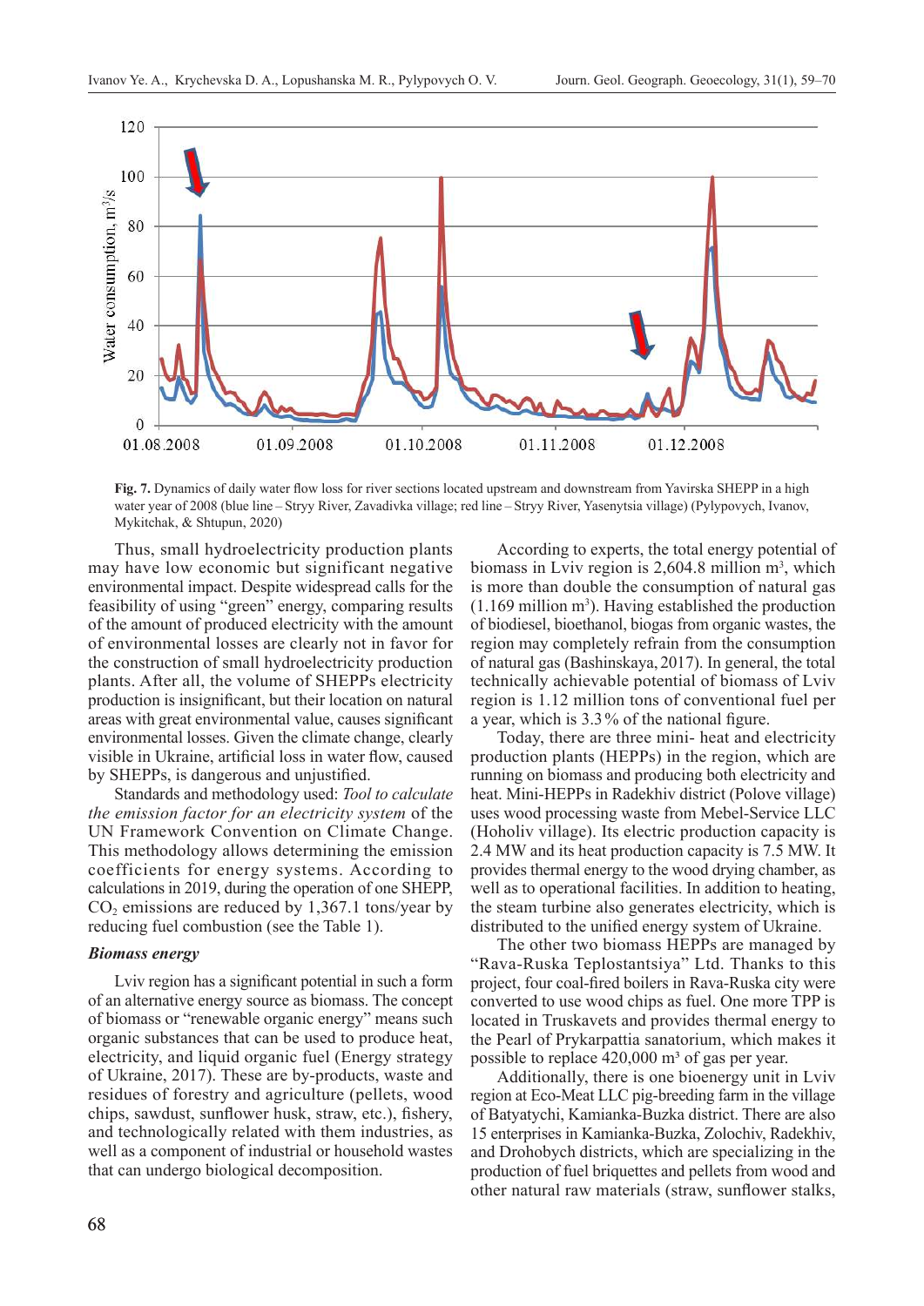**Fig. 7.** Dynamics of daily water flow loss for river sections located upstream and downstream from Yavirska SHEPP in a high water year of 2008 (blue line – Stryy River, Zavadivka village; red line – Stryy River, Yasenytsia village) (Pylypovych, Ivanov, Mykitchak, & Shtupun, 2020)

Thus, small hydroelectricity production plants may have low economic but significant negative environmental impact. Despite widespread calls for the feasibility of using "green" energy, comparing results of the amount of produced electricity with the amount of environmental losses are clearly not in favor for the construction of small hydroelectricity production plants. After all, the volume of SHEPPs electricity production is insignificant, but their location on natural areas with great environmental value, causes significant environmental losses. Given the climate change, clearly visible in Ukraine, artificial loss in water flow, caused by SHEPPs, is dangerous and unjustified.

Standards and methodology used: *Tool to calculate the emission factor for an electricity system* of the UN Framework Convention on Climate Change. This methodology allows determining the emission coefficients for energy systems. According to calculations in 2019, during the operation of one SHEPP, $CO_2$ emissions are reduced by 1,367.1 tons/year by reducing fuel combustion (see the Table 1).

### *Biomass energy*

Lviv region has a significant potential in such a form of an alternative energy source as biomass. The concept of biomass or "renewable organic energy" means such organic substances that can be used to produce heat, electricity, and liquid organic fuel (Energy strategy of Ukraine, 2017). These are by-products, waste and residues of forestry and agriculture (pellets, wood chips, sawdust, sunflower husk, straw, etc.), fishery, and technologically related with them industries, as well as a component of industrial or household wastes that can undergo biological decomposition.

According to experts, the total energy potential of biomass in Lviv region is 2,604.8 million $m^3$, which is more than double the consumption of natural gas (1.169 million $m^3$). Having established the production of biodiesel, bioethanol, biogas from organic wastes, the region may completely refrain from the consumption of natural gas (Bashinskaya, 2017). In general, the total technically achievable potential of biomass of Lviv region is 1.12 million tons of conventional fuel per a year, which is 3.3 % of the national figure.

Today, there are three mini- heat and electricity production plants (HEPPs) in the region, which are running on biomass and producing both electricity and heat. Mini-HEPPs in Radekhiv district (Polove village) uses wood processing waste from Mebel-Service LLC (Hoholiv village). Its electric production capacity is 2.4 MW and its heat production capacity is 7.5 MW. It provides thermal energy to the wood drying chamber, as well as to operational facilities. In addition to heating, the steam turbine also generates electricity, which is distributed to the unified energy system of Ukraine.

The other two biomass HEPPs are managed by "Rava-Ruska Teplostantsiya" Ltd. Thanks to this project, four coal-fired boilers in Rava-Ruska city were converted to use wood chips as fuel. One more TPP is located in Truskavets and provides thermal energy to the Pearl of Prykarpattia sanatorium, which makes it possible to replace 420,000 $m^3$ of gas per year.

Additionally, there is one bioenergy unit in Lviv region at Eco-Meat LLC pig-breeding farm in the village of Batyatychi, Kamianka-Buzka district. There are also 15 enterprises in Kamianka-Buzka, Zolochiv, Radekhiv, and Drohobych districts, which are specializing in the production of fuel briquettes and pellets from wood and other natural raw materials (straw, sunflower stalks,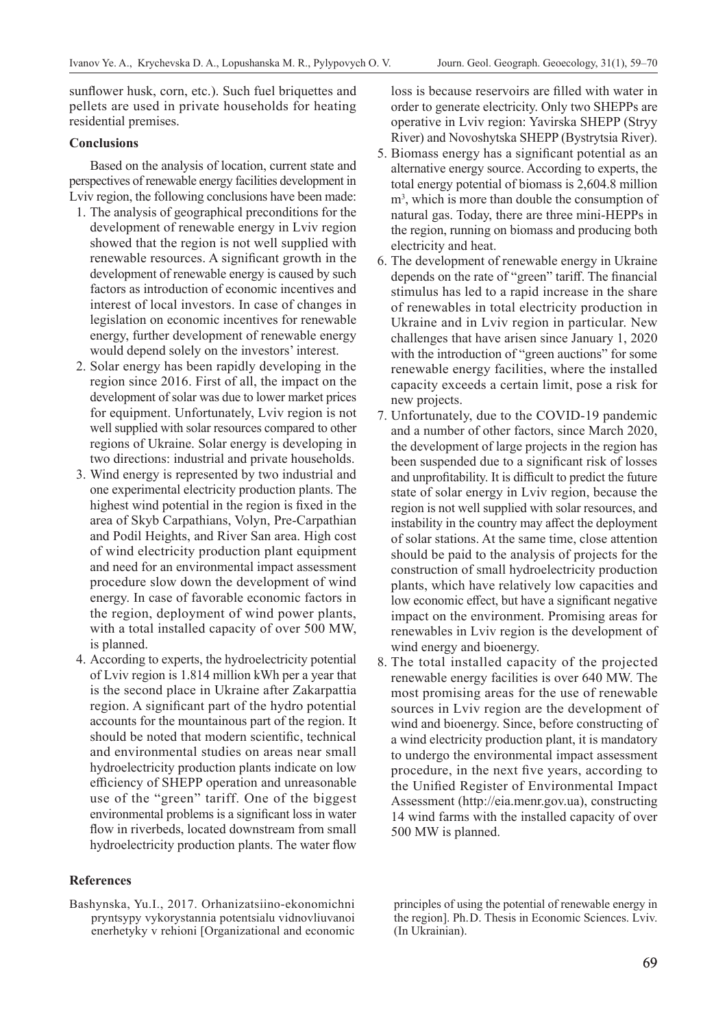sunflower husk, corn, etc.). Such fuel briquettes and pellets are used in private households for heating residential premises.

## Conclusions

Based on the analysis of location, current state and perspectives of renewable energy facilities development in Lviv region, the following conclusions have been made:

1. The analysis of geographical preconditions for the development of renewable energy in Lviv region showed that the region is not well supplied with renewable resources. A significant growth in the development of renewable energy is caused by such factors as introduction of economic incentives and interest of local investors. In case of changes in legislation on economic incentives for renewable energy, further development of renewable energy would depend solely on the investors' interest.
2. Solar energy has been rapidly developing in the region since 2016. First of all, the impact on the development of solar was due to lower market prices for equipment. Unfortunately, Lviv region is not well supplied with solar resources compared to other regions of Ukraine. Solar energy is developing in two directions: industrial and private households.
3. Wind energy is represented by two industrial and one experimental electricity production plants. The highest wind potential in the region is fixed in the area of Skyb Carpathians, Volyn, Pre-Carpathian and Podil Heights, and River San area. High cost of wind electricity production plant equipment and need for an environmental impact assessment procedure slow down the development of wind energy. In case of favorable economic factors in the region, deployment of wind power plants, with a total installed capacity of over 500 MW, is planned.
4. According to experts, the hydroelectricity potential of Lviv region is 1.814 million kWh per a year that is the second place in Ukraine after Zakarpattia region. A significant part of the hydro potential accounts for the mountainous part of the region. It should be noted that modern scientific, technical and environmental studies on areas near small hydroelectricity production plants indicate on low efficiency of SHEPP operation and unreasonable use of the "green" tariff. One of the biggest environmental problems is a significant loss in water flow in riverbeds, located downstream from small hydroelectricity production plants. The water flow loss is because reservoirs are filled with water in order to generate electricity. Only two SHEPPs are operative in Lviv region: Yavirska SHEPP (Stryy River) and Novoshytska SHEPP (Bystrytsia River).
5. Biomass energy has a significant potential as an alternative energy source. According to experts, the total energy potential of biomass is 2,604.8 million $m^3$, which is more than double the consumption of natural gas. Today, there are three mini-HEPPs in the region, running on biomass and producing both electricity and heat.
6. The development of renewable energy in Ukraine depends on the rate of "green" tariff. The financial stimulus has led to a rapid increase in the share of renewables in total electricity production in Ukraine and in Lviv region in particular. New challenges that have arisen since January 1, 2020 with the introduction of "green auctions" for some renewable energy facilities, where the installed capacity exceeds a certain limit, pose a risk for new projects.
7. Unfortunately, due to the COVID-19 pandemic and a number of other factors, since March 2020, the development of large projects in the region has been suspended due to a significant risk of losses and unprofitability. It is difficult to predict the future state of solar energy in Lviv region, because the region is not well supplied with solar resources, and instability in the country may affect the deployment of solar stations. At the same time, close attention should be paid to the analysis of projects for the construction of small hydroelectricity production plants, which have relatively low capacities and low economic effect, but have a significant negative impact on the environment. Promising areas for renewables in Lviv region is the development of wind energy and bioenergy.
8. The total installed capacity of the projected renewable energy facilities is over 640 MW. The most promising areas for the use of renewable sources in Lviv region are the development of wind and bioenergy. Since, before constructing of a wind electricity production plant, it is mandatory to undergo the environmental impact assessment procedure, in the next five years, according to the Unified Register of Environmental Impact Assessment (http://eia.menr.gov.ua), constructing 14 wind farms with the installed capacity of over 500 MW is planned.

## References

Bashynska, Yu.I., 2017. Orhanizatsiino-ekonomichni pryntsypy vykorystannia potentsialu vidnovliuvanoi enerhetyky v rehioni [Organizational and economic principles of using the potential of renewable energy in the region]. Ph.D. Thesis in Economic Sciences. Lviv. (In Ukrainian).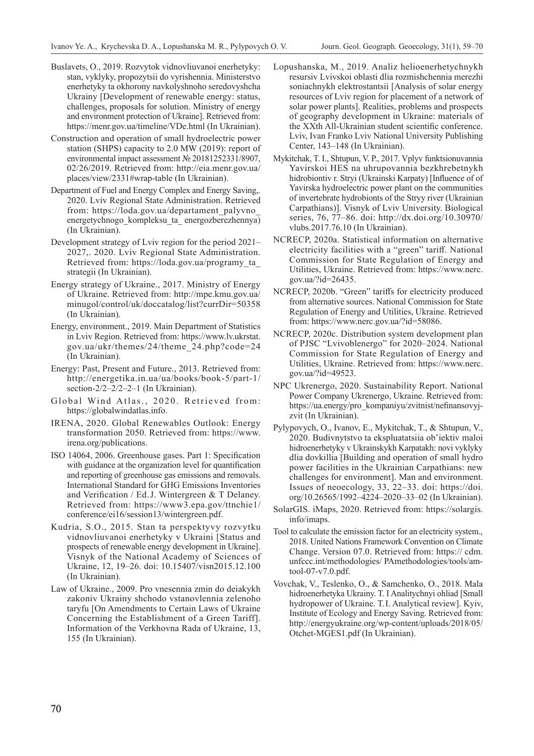Buslavets, O., 2019. Rozvytok vidnovliuvanoi enerhetyky: stan, vyklyky, propozytsii do vyrishennia. Ministerstvo enerhetyky ta okhorony navkolyshnoho seredovyshcha Ukrainy [Development of renewable energy: status, challenges, proposals for solution. Ministry of energy and environment protection of Ukraine]. Retrieved from: https://menr.gov.ua/timeline/VDe.html (In Ukrainian).

Construction and operation of small hydroelectric power station (SHPS) capacity to 2.0 MW (2019): report of environmental impact assessment № 20181252331/8907, 02/26/2019. Retrieved from: http://eia.menr.gov.ua/places/view/2331#wrap-table (In Ukrainian).

Department of Fuel and Energy Complex and Energy Saving,. 2020. Lviv Regional State Administration. Retrieved from: https://loda.gov.ua/departament_palyvno_energetychnogo_kompleksu_ta_ energozberezhennya) (In Ukrainian).

Development strategy of Lviv region for the period 2021–2027,. 2020. Lviv Regional State Administration. Retrieved from: https://loda.gov.ua/programy_ta_strategii (In Ukrainian).

Energy strategy of Ukraine., 2017. Ministry of Energy of Ukraine. Retrieved from: http://mpe.kmu.gov.ua/minugol/control/uk/doccatalog/list?currDir=50358 (In Ukrainian).

Energy, environment., 2019. Main Department of Statistics in Lviv Region. Retrieved from: https://www.lv.ukrstat.gov.ua/ukr/themes/24/theme_24.php?code=24 (In Ukrainian).

Energy: Past, Present and Future., 2013. Retrieved from: http://energetika.in.ua/ua/books/book-5/part-1/section-2/2–2/2–2–1 (In Ukrainian).

Global Wind Atlas., 2020. Retrieved from: https://globalwindatlas.info.

IRENA, 2020. Global Renewables Outlook: Energy transformation 2050. Retrieved from: https://www.irena.org/publications.

ISO 14064, 2006. Greenhouse gases. Part 1: Specification with guidance at the organization level for quantification and reporting of greenhouse gas emissions and removals. International Standard for GHG Emissions Inventories and Verification / Ed. J. Wintergreen & T Delaney. Retrieved from: https://www3.epa.gov/ttnchie1/conference/ei16/session13/wintergreen.pdf.

Kudria, S.O., 2015. Stan ta perspektyvy rozvytku vidnovliuvanoi enerhetyky v Ukraini [Status and prospects of renewable energy development in Ukraine]. Visnyk of the National Academy of Sciences of Ukraine, 12, 19–26. doi: 10.15407/visn2015.12.100 (In Ukrainian).

Law of Ukraine., 2009. Pro vnesennia zmin do deiakykh zakoniv Ukrainy shchodo vstanovlennia zelenoho taryfu [On Amendments to Certain Laws of Ukraine Concerning the Establishment of a Green Tariff]. Information of the Verkhovna Rada of Ukraine, 13, 155 (In Ukrainian).

Lopushanska, M., 2019. Analiz helioenerhetychnykh resursiv Lvivskoi oblasti dlia rozmishchennia merezhi soniachnykh elektrostantsii [Analysis of solar energy resources of Lviv region for placement of a network of solar power plants]. Realities, problems and prospects of geography development in Ukraine: materials of the XXth All-Ukrainian student scientific conference. Lviv, Ivan Franko Lviv National University Publishing Center, 143–148 (In Ukrainian).

Mykitchak, T. I., Shtupun, V. P., 2017. Vplyv funktsionuvannia Yavirskoi HES na uhrupovannia bezkhrebetnykh hidrobiontiv r. Stryi (Ukrainski Karpaty) [Influence of of Yavirska hydroelectric power plant on the communities of invertebrate hydrobionts of the Stryy river (Ukrainian Carpathians)]. Visnyk of Lviv University. Biological series, 76, 77–86. doi: http://dx.doi.org/10.30970/vlubs.2017.76.10 (In Ukrainian).

NCRECP, 2020a. Statistical information on alternative electricity facilities with a "green" tariff. National Commission for State Regulation of Energy and Utilities, Ukraine. Retrieved from: https://www.nerc.gov.ua/?id=26435.

NCRECP, 2020b. "Green" tariffs for electricity produced from alternative sources. National Commission for State Regulation of Energy and Utilities, Ukraine. Retrieved from: https://www.nerc.gov.ua/?id=58086.

NCRECP, 2020c. Distribution system development plan of PJSC "Lvivoblenergo" for 2020–2024. National Commission for State Regulation of Energy and Utilities, Ukraine. Retrieved from: https://www.nerc.gov.ua/?id=49523.

NPC Ukrenergo, 2020. Sustainability Report. National Power Company Ukrenergo, Ukraine. Retrieved from: https://ua.energy/pro_kompaniyu/zvitnist/nefinansovyj-zvit (In Ukrainian).

Pylypovych, O., Ivanov, E., Mykitchak, T., & Shtupun, V., 2020. Budivnytstvo ta ekspluatatsiia ob'iektiv maloi hidroenerhetyky v Ukrainskykh Karpatakh: novi vyklyky dlia dovkillia [Building and operation of small hydro power facilities in the Ukrainian Carpathians: new challenges for environment]. Man and environment. Issues of neoecology, 33, 22–33. doi: https://doi.org/10.26565/1992–4224–2020–33–02 (In Ukrainian).

SolarGIS. iMaps, 2020. Retrieved from: https://solargis.info/imaps.

Tool to calculate the emission factor for an electricity system., 2018. United Nations Framework Convention on Climate Change. Version 07.0. Retrieved from: https:// cdm.unfccc.int/methodologies/ PAmethodologies/tools/am-tool-07-v7.0.pdf.

Vovchak, V., Teslenko, O., & Samchenko, O., 2018. Mala hidroenerhetyka Ukrainy. T. I Analitychnyi ohliad [Small hydropower of Ukraine. T. I. Analytical review]. Kyiv, Institute of Ecology and Energy Saving. Retrieved from: http://energyukraine.org/wp-content/uploads/2018/05/Otchet-MGES1.pdf (In Ukrainian).